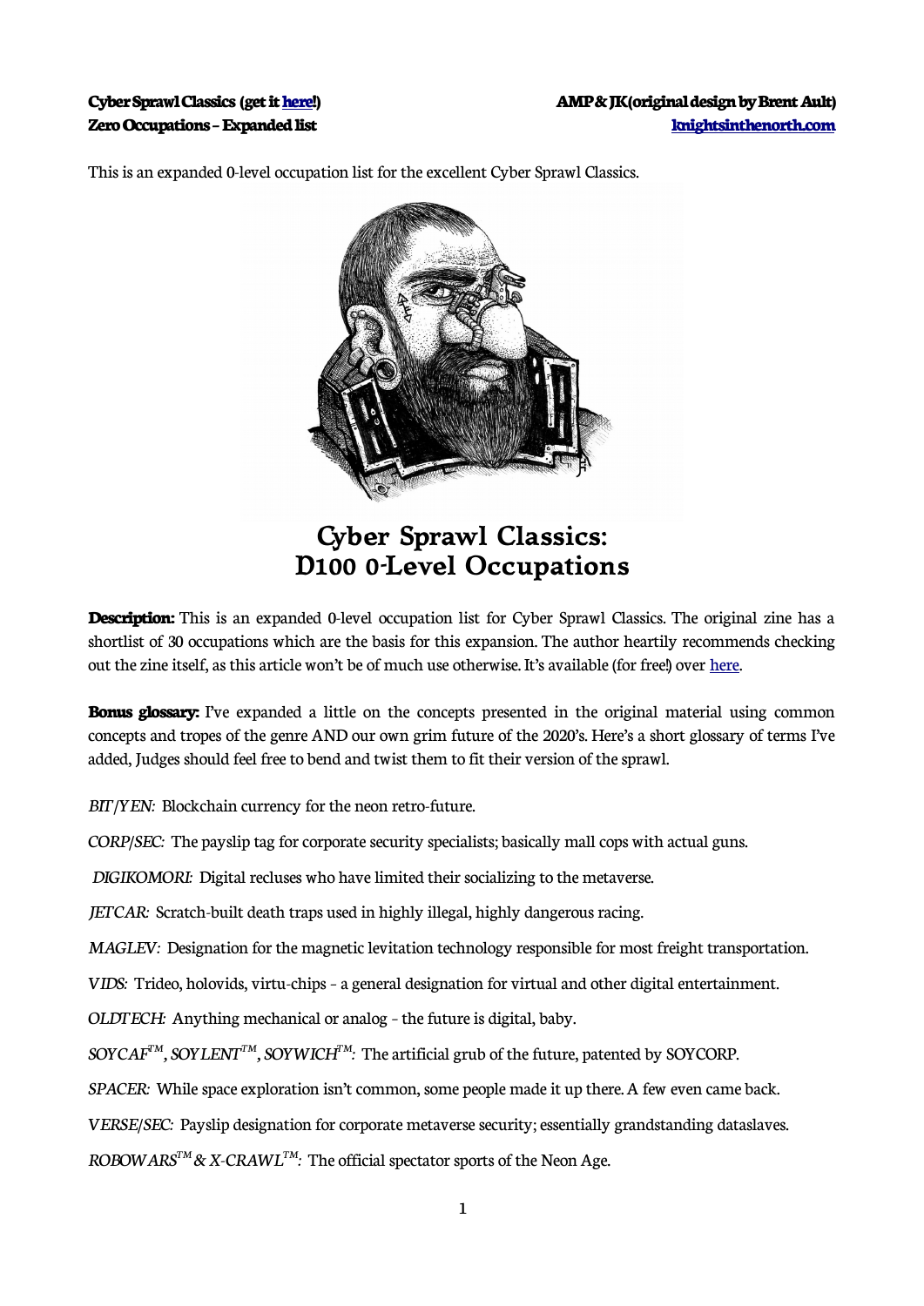**Cyber Sprawl Classics (get it [here](#)!)** **AMP & JK (original design by Brent Ault)**
**Zero Occupations – Expanded list** **[knightsinthenorth.com](#)**

This is an expanded 0-level occupation list for the excellent Cyber Sprawl Classics.

# Cyber Sprawl Classics: D100 0-Level Occupations

**Description:** This is an expanded 0-level occupation list for Cyber Sprawl Classics. The original zine has a shortlist of 30 occupations which are the basis for this expansion. The author heartily recommends checking out the zine itself, as this article won't be of much use otherwise. It's available (for free!) over [here](#).

**Bonus glossary:** I've expanded a little on the concepts presented in the original material using common concepts and tropes of the genre AND our own grim future of the 2020's. Here's a short glossary of terms I've added, Judges should feel free to bend and twist them to fit their version of the sprawl.

*BIT/YEN:* Blockchain currency for the neon retro-future.

*CORP/SEC:* The payslip tag for corporate security specialists; basically mall cops with actual guns.

*DIGIKOMORI:* Digital recluses who have limited their socializing to the metaverse.

*JETCAR:* Scratch-built death traps used in highly illegal, highly dangerous racing.

*MAGLEV:* Designation for the magnetic levitation technology responsible for most freight transportation.

*VIDS:* Trideo, holovids, virtu-chips – a general designation for virtual and other digital entertainment.

*OLDTECH:* Anything mechanical or analog – the future is digital, baby.

*SOYCAF™, SOYLENT™, SOYWICH™:* The artificial grub of the future, patented by SOYCORP.

*SPACER:* While space exploration isn't common, some people made it up there. A few even came back.

*VERSE/SEC:* Payslip designation for corporate metaverse security; essentially grandstanding dataslaves.

*ROBOWARS™ & X-CRAWL™:* The official spectator sports of the Neon Age.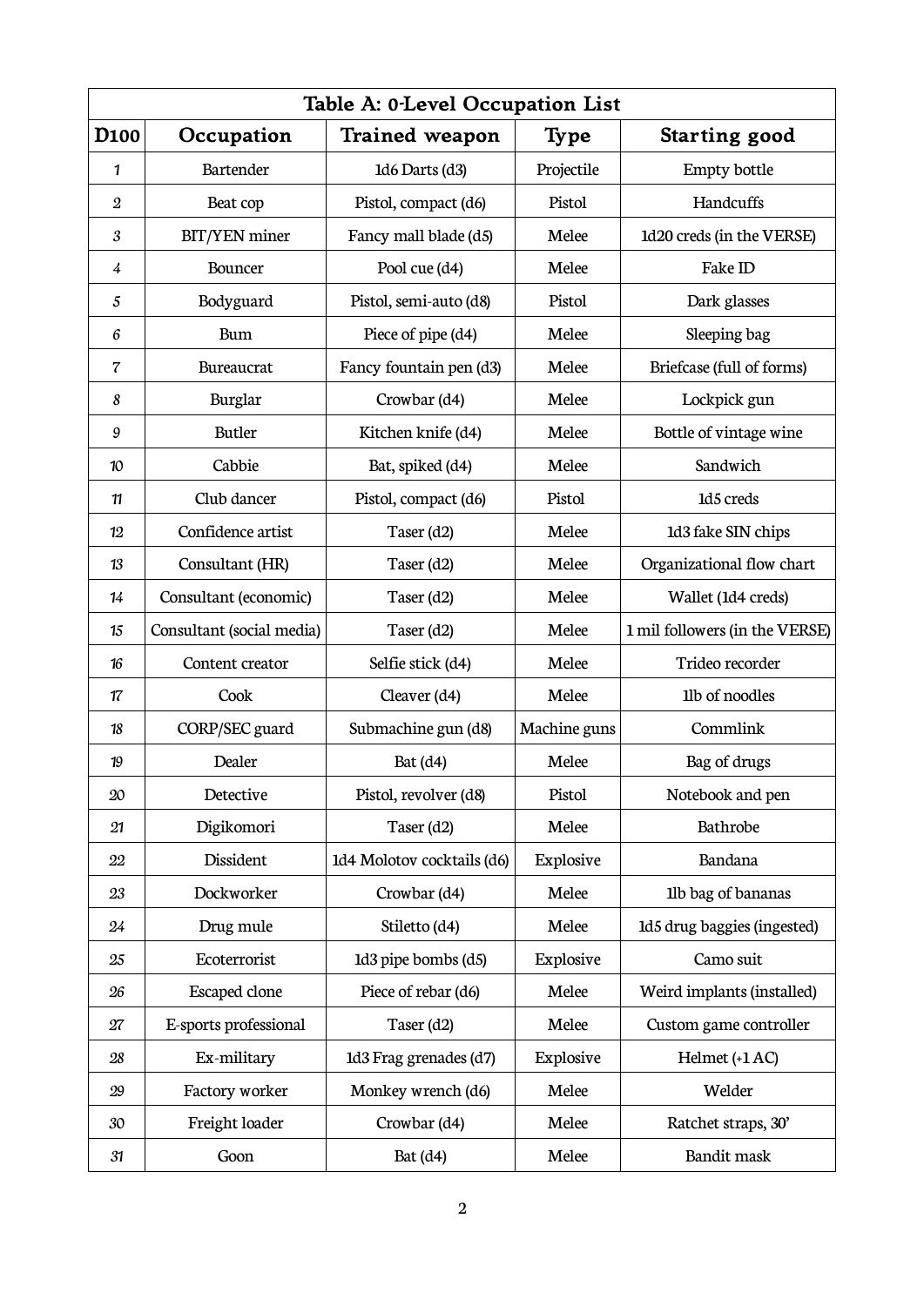| Table A: 0-Level Occupation List | | | | |
|---|---|---|---|---|
| D100 | Occupation | Trained weapon | Type | Starting good |
| 1 | Bartender | 1d6 Darts (d3) | Projectile | Empty bottle |
| 2 | Beat cop | Pistol, compact (d6) | Pistol | Handcuffs |
| 3 | BIT/YEN miner | Fancy mall blade (d5) | Melee | 1d20 creds (in the VERSE) |
| 4 | Bouncer | Pool cue (d4) | Melee | Fake ID |
| 5 | Bodyguard | Pistol, semi-auto (d8) | Pistol | Dark glasses |
| 6 | Bum | Piece of pipe (d4) | Melee | Sleeping bag |
| 7 | Bureaucrat | Fancy fountain pen (d3) | Melee | Briefcase (full of forms) |
| 8 | Burglar | Crowbar (d4) | Melee | Lockpick gun |
| 9 | Butler | Kitchen knife (d4) | Melee | Bottle of vintage wine |
| 10 | Cabbie | Bat, spiked (d4) | Melee | Sandwich |
| 11 | Club dancer | Pistol, compact (d6) | Pistol | 1d5 creds |
| 12 | Confidence artist | Taser (d2) | Melee | 1d3 fake SIN chips |
| 13 | Consultant (HR) | Taser (d2) | Melee | Organizational flow chart |
| 14 | Consultant (economic) | Taser (d2) | Melee | Wallet (1d4 creds) |
| 15 | Consultant (social media) | Taser (d2) | Melee | 1 mil followers (in the VERSE) |
| 16 | Content creator | Selfie stick (d4) | Melee | Trideo recorder |
| 17 | Cook | Cleaver (d4) | Melee | 1lb of noodles |
| 18 | CORP/SEC guard | Submachine gun (d8) | Machine guns | Commlink |
| 19 | Dealer | Bat (d4) | Melee | Bag of drugs |
| 20 | Detective | Pistol, revolver (d8) | Pistol | Notebook and pen |
| 21 | Digikomori | Taser (d2) | Melee | Bathrobe |
| 22 | Dissident | 1d4 Molotov cocktails (d6) | Explosive | Bandana |
| 23 | Dockworker | Crowbar (d4) | Melee | 1lb bag of bananas |
| 24 | Drug mule | Stiletto (d4) | Melee | 1d5 drug baggies (ingested) |
| 25 | Ecoterrorist | 1d3 pipe bombs (d5) | Explosive | Camo suit |
| 26 | Escaped clone | Piece of rebar (d6) | Melee | Weird implants (installed) |
| 27 | E-sports professional | Taser (d2) | Melee | Custom game controller |
| 28 | Ex-military | 1d3 Frag grenades (d7) | Explosive | Helmet (+1 AC) |
| 29 | Factory worker | Monkey wrench (d6) | Melee | Welder |
| 30 | Freight loader | Crowbar (d4) | Melee | Ratchet straps, 30' |
| 31 | Goon | Bat (d4) | Melee | Bandit mask |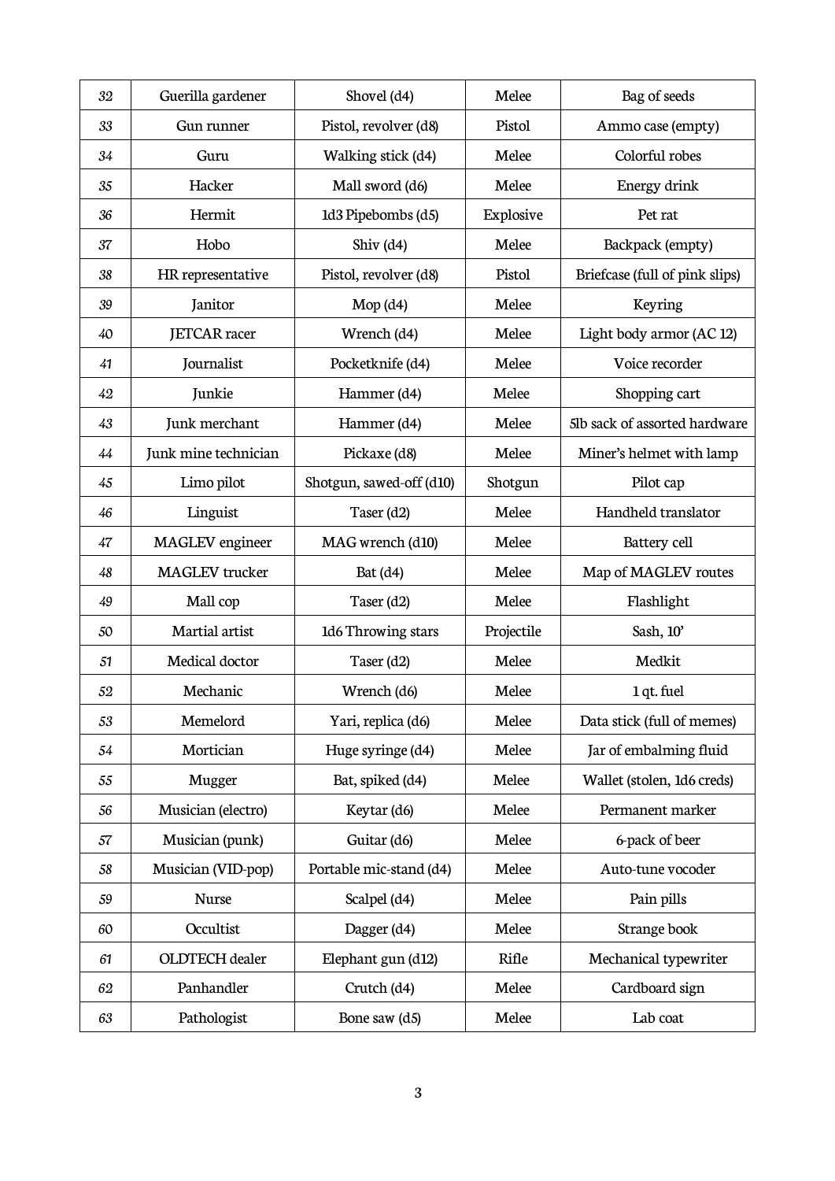| | | | | |
|---|---|---|---|---|
| *32* | Guerilla gardener | Shovel (d4) | Melee | Bag of seeds |
| *33* | Gun runner | Pistol, revolver (d8) | Pistol | Ammo case (empty) |
| *34* | Guru | Walking stick (d4) | Melee | Colorful robes |
| *35* | Hacker | Mall sword (d6) | Melee | Energy drink |
| *36* | Hermit | 1d3 Pipebombs (d5) | Explosive | Pet rat |
| *37* | Hobo | Shiv (d4) | Melee | Backpack (empty) |
| *38* | HR representative | Pistol, revolver (d8) | Pistol | Briefcase (full of pink slips) |
| *39* | Janitor | Mop (d4) | Melee | Keyring |
| *40* | JETCAR racer | Wrench (d4) | Melee | Light body armor (AC 12) |
| *41* | Journalist | Pocketknife (d4) | Melee | Voice recorder |
| *42* | Junkie | Hammer (d4) | Melee | Shopping cart |
| *43* | Junk merchant | Hammer (d4) | Melee | 5lb sack of assorted hardware |
| *44* | Junk mine technician | Pickaxe (d8) | Melee | Miner's helmet with lamp |
| *45* | Limo pilot | Shotgun, sawed-off (d10) | Shotgun | Pilot cap |
| *46* | Linguist | Taser (d2) | Melee | Handheld translator |
| *47* | MAGLEV engineer | MAG wrench (d10) | Melee | Battery cell |
| *48* | MAGLEV trucker | Bat (d4) | Melee | Map of MAGLEV routes |
| *49* | Mall cop | Taser (d2) | Melee | Flashlight |
| *50* | Martial artist | 1d6 Throwing stars | Projectile | Sash, 10' |
| *51* | Medical doctor | Taser (d2) | Melee | Medkit |
| *52* | Mechanic | Wrench (d6) | Melee | 1 qt. fuel |
| *53* | Memelord | Yari, replica (d6) | Melee | Data stick (full of memes) |
| *54* | Mortician | Huge syringe (d4) | Melee | Jar of embalming fluid |
| *55* | Mugger | Bat, spiked (d4) | Melee | Wallet (stolen, 1d6 creds) |
| *56* | Musician (electro) | Keytar (d6) | Melee | Permanent marker |
| *57* | Musician (punk) | Guitar (d6) | Melee | 6-pack of beer |
| *58* | Musician (VID-pop) | Portable mic-stand (d4) | Melee | Auto-tune vocoder |
| *59* | Nurse | Scalpel (d4) | Melee | Pain pills |
| *60* | Occultist | Dagger (d4) | Melee | Strange book |
| *61* | OLDTECH dealer | Elephant gun (d12) | Rifle | Mechanical typewriter |
| *62* | Panhandler | Crutch (d4) | Melee | Cardboard sign |
| *63* | Pathologist | Bone saw (d5) | Melee | Lab coat |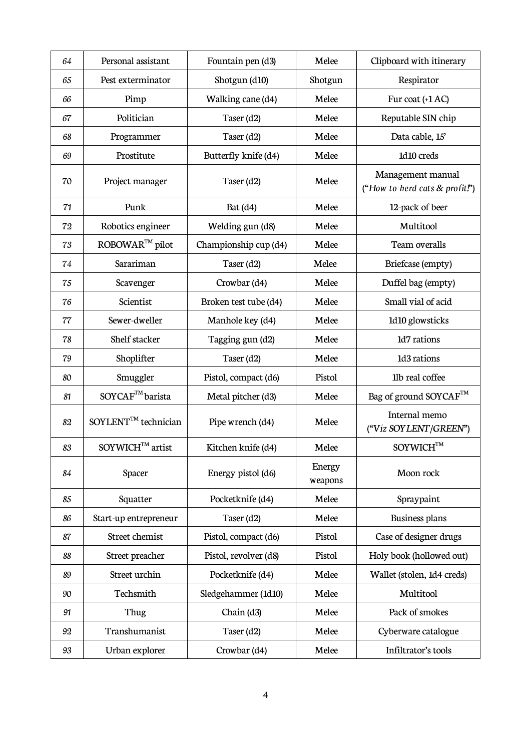| 64 | Personal assistant | Fountain pen (d3) | Melee | Clipboard with itinerary |
|---|---|---|---|---|
| 65 | Pest exterminator | Shotgun (d10) | Shotgun | Respirator |
| 66 | Pimp | Walking cane (d4) | Melee | Fur coat (+1 AC) |
| 67 | Politician | Taser (d2) | Melee | Reputable SIN chip |
| 68 | Programmer | Taser (d2) | Melee | Data cable, 15' |
| 69 | Prostitute | Butterfly knife (d4) | Melee | 1d10 creds |
| 70 | Project manager | Taser (d2) | Melee | Management manual ("*How to herd cats & profit!*") |
| 71 | Punk | Bat (d4) | Melee | 12-pack of beer |
| 72 | Robotics engineer | Welding gun (d8) | Melee | Multitool |
| 73 | ROBOWAR™ pilot | Championship cup (d4) | Melee | Team overalls |
| 74 | Sarariman | Taser (d2) | Melee | Briefcase (empty) |
| 75 | Scavenger | Crowbar (d4) | Melee | Duffel bag (empty) |
| 76 | Scientist | Broken test tube (d4) | Melee | Small vial of acid |
| 77 | Sewer-dweller | Manhole key (d4) | Melee | 1d10 glowsticks |
| 78 | Shelf stacker | Tagging gun (d2) | Melee | 1d7 rations |
| 79 | Shoplifter | Taser (d2) | Melee | 1d3 rations |
| 80 | Smuggler | Pistol, compact (d6) | Pistol | 1lb real coffee |
| 81 | SOYCAF™ barista | Metal pitcher (d3) | Melee | Bag of ground SOYCAF™ |
| 82 | SOYLENT™ technician | Pipe wrench (d4) | Melee | Internal memo ("*Viz SOYLENT/GREEN*") |
| 83 | SOYWICH™ artist | Kitchen knife (d4) | Melee | SOYWICH™ |
| 84 | Spacer | Energy pistol (d6) | Energy weapons | Moon rock |
| 85 | Squatter | Pocketknife (d4) | Melee | Spraypaint |
| 86 | Start-up entrepreneur | Taser (d2) | Melee | Business plans |
| 87 | Street chemist | Pistol, compact (d6) | Pistol | Case of designer drugs |
| 88 | Street preacher | Pistol, revolver (d8) | Pistol | Holy book (hollowed out) |
| 89 | Street urchin | Pocketknife (d4) | Melee | Wallet (stolen, 1d4 creds) |
| 90 | Techsmith | Sledgehammer (1d10) | Melee | Multitool |
| 91 | Thug | Chain (d3) | Melee | Pack of smokes |
| 92 | Transhumanist | Taser (d2) | Melee | Cyberware catalogue |
| 93 | Urban explorer | Crowbar (d4) | Melee | Infiltrator's tools |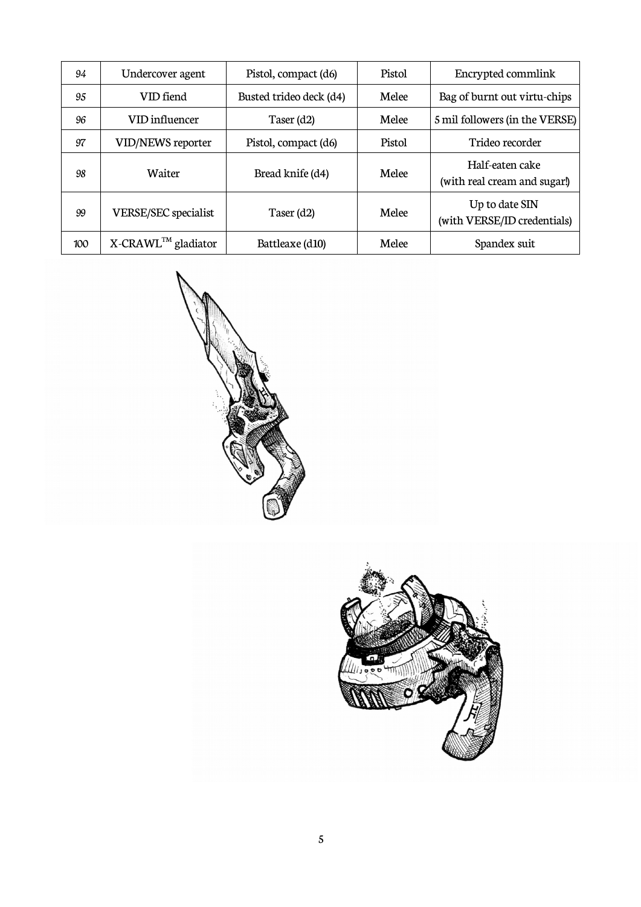| | | | | |
|---|---|---|---|---|
| 94 | Undercover agent | Pistol, compact (d6) | Pistol | Encrypted commlink |
| 95 | VID fiend | Busted trideo deck (d4) | Melee | Bag of burnt out virtu-chips |
| 96 | VID influencer | Taser (d2) | Melee | 5 mil followers (in the VERSE) |
| 97 | VID/NEWS reporter | Pistol, compact (d6) | Pistol | Trideo recorder |
| 98 | Waiter | Bread knife (d4) | Melee | Half-eaten cake (with real cream and sugar!) |
| 99 | VERSE/SEC specialist | Taser (d2) | Melee | Up to date SIN (with VERSE/ID credentials) |
| 100 | X-CRAWL™ gladiator | Battleaxe (d10) | Melee | Spandex suit |